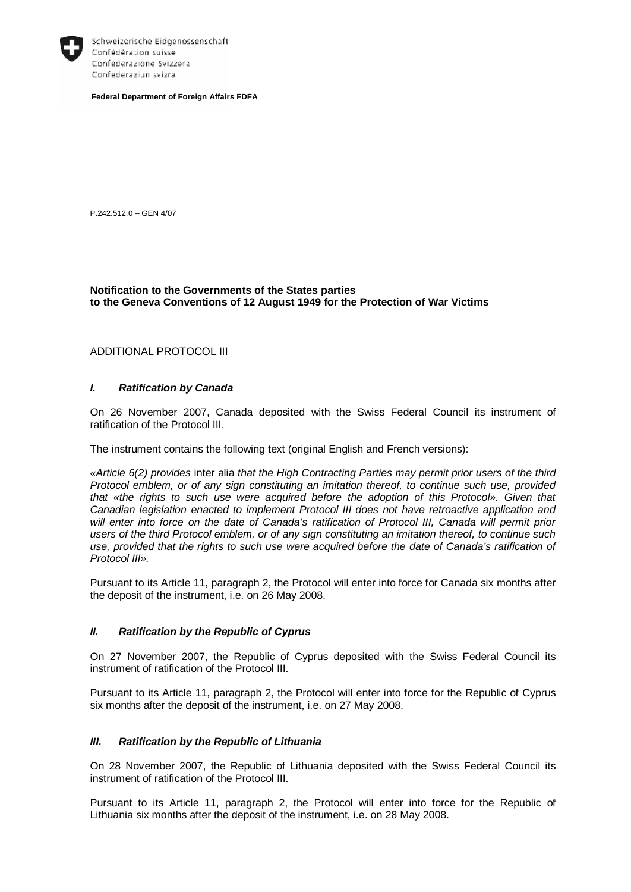Schweizerische Eidgenossenschaft
Confédération suisse
Confederazione Svizzera
Confederaziun svizra

**Federal Department of Foreign Affairs FDFA**

P.242.512.0 – GEN 4/07

**Notification to the Governments of the States parties to the Geneva Conventions of 12 August 1949 for the Protection of War Victims**

ADDITIONAL PROTOCOL III

## *I. Ratification by Canada*

On 26 November 2007, Canada deposited with the Swiss Federal Council its instrument of ratification of the Protocol III.

The instrument contains the following text (original English and French versions):

«*Article 6(2) provides* inter alia *that the High Contracting Parties may permit prior users of the third Protocol emblem, or of any sign constituting an imitation thereof, to continue such use, provided that «the rights to such use were acquired before the adoption of this Protocol». Given that Canadian legislation enacted to implement Protocol III does not have retroactive application and will enter into force on the date of Canada's ratification of Protocol III, Canada will permit prior users of the third Protocol emblem, or of any sign constituting an imitation thereof, to continue such use, provided that the rights to such use were acquired before the date of Canada's ratification of Protocol III».*

Pursuant to its Article 11, paragraph 2, the Protocol will enter into force for Canada six months after the deposit of the instrument, i.e. on 26 May 2008.

## *II. Ratification by the Republic of Cyprus*

On 27 November 2007, the Republic of Cyprus deposited with the Swiss Federal Council its instrument of ratification of the Protocol III.

Pursuant to its Article 11, paragraph 2, the Protocol will enter into force for the Republic of Cyprus six months after the deposit of the instrument, i.e. on 27 May 2008.

## *III. Ratification by the Republic of Lithuania*

On 28 November 2007, the Republic of Lithuania deposited with the Swiss Federal Council its instrument of ratification of the Protocol III.

Pursuant to its Article 11, paragraph 2, the Protocol will enter into force for the Republic of Lithuania six months after the deposit of the instrument, i.e. on 28 May 2008.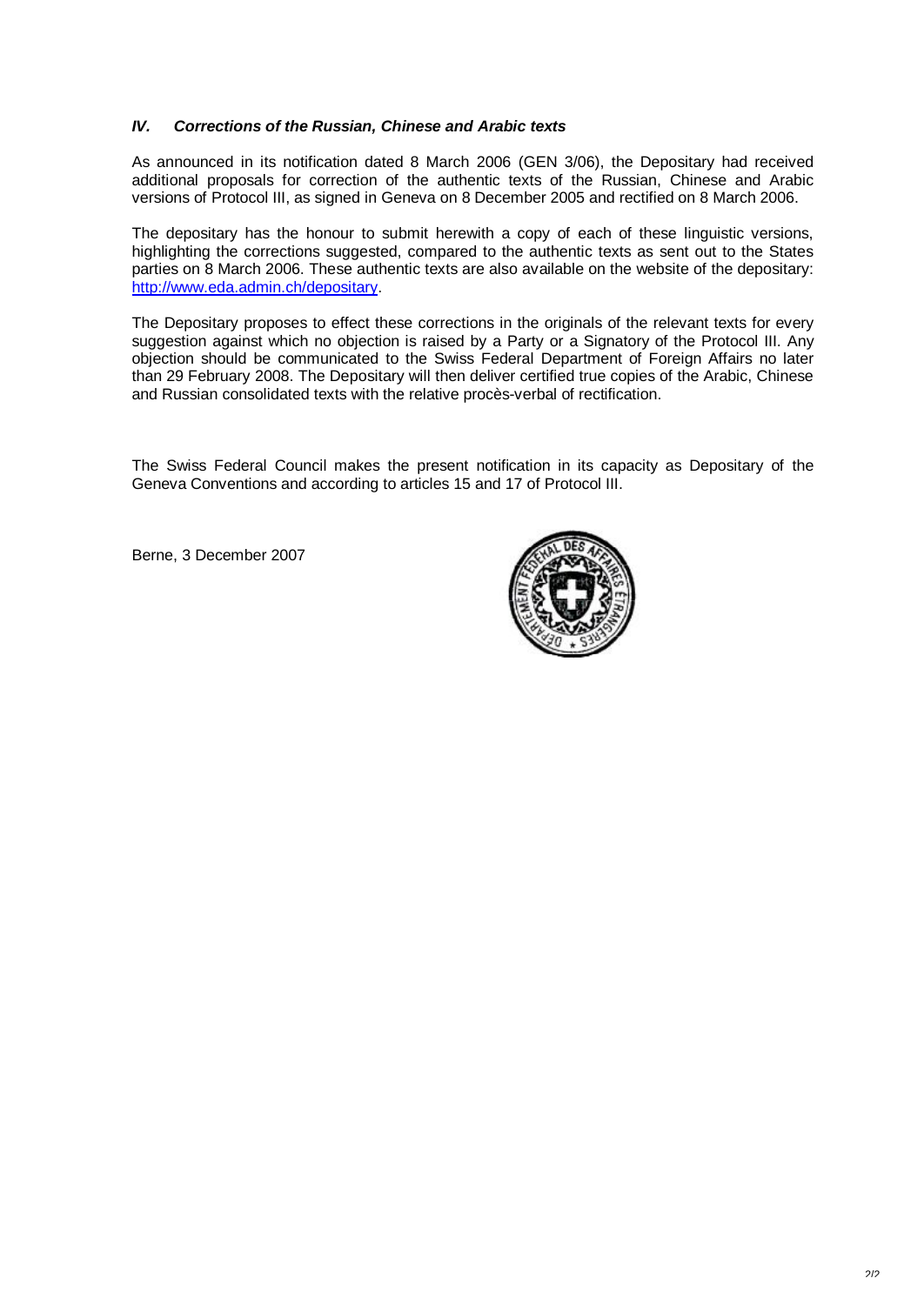### *IV. Corrections of the Russian, Chinese and Arabic texts*

As announced in its notification dated 8 March 2006 (GEN 3/06), the Depositary had received additional proposals for correction of the authentic texts of the Russian, Chinese and Arabic versions of Protocol III, as signed in Geneva on 8 December 2005 and rectified on 8 March 2006.

The depositary has the honour to submit herewith a copy of each of these linguistic versions, highlighting the corrections suggested, compared to the authentic texts as sent out to the States parties on 8 March 2006. These authentic texts are also available on the website of the depositary: http://www.eda.admin.ch/depositary.

The Depositary proposes to effect these corrections in the originals of the relevant texts for every suggestion against which no objection is raised by a Party or a Signatory of the Protocol III. Any objection should be communicated to the Swiss Federal Department of Foreign Affairs no later than 29 February 2008. The Depositary will then deliver certified true copies of the Arabic, Chinese and Russian consolidated texts with the relative procès-verbal of rectification.

The Swiss Federal Council makes the present notification in its capacity as Depositary of the Geneva Conventions and according to articles 15 and 17 of Protocol III.

Berne, 3 December 2007